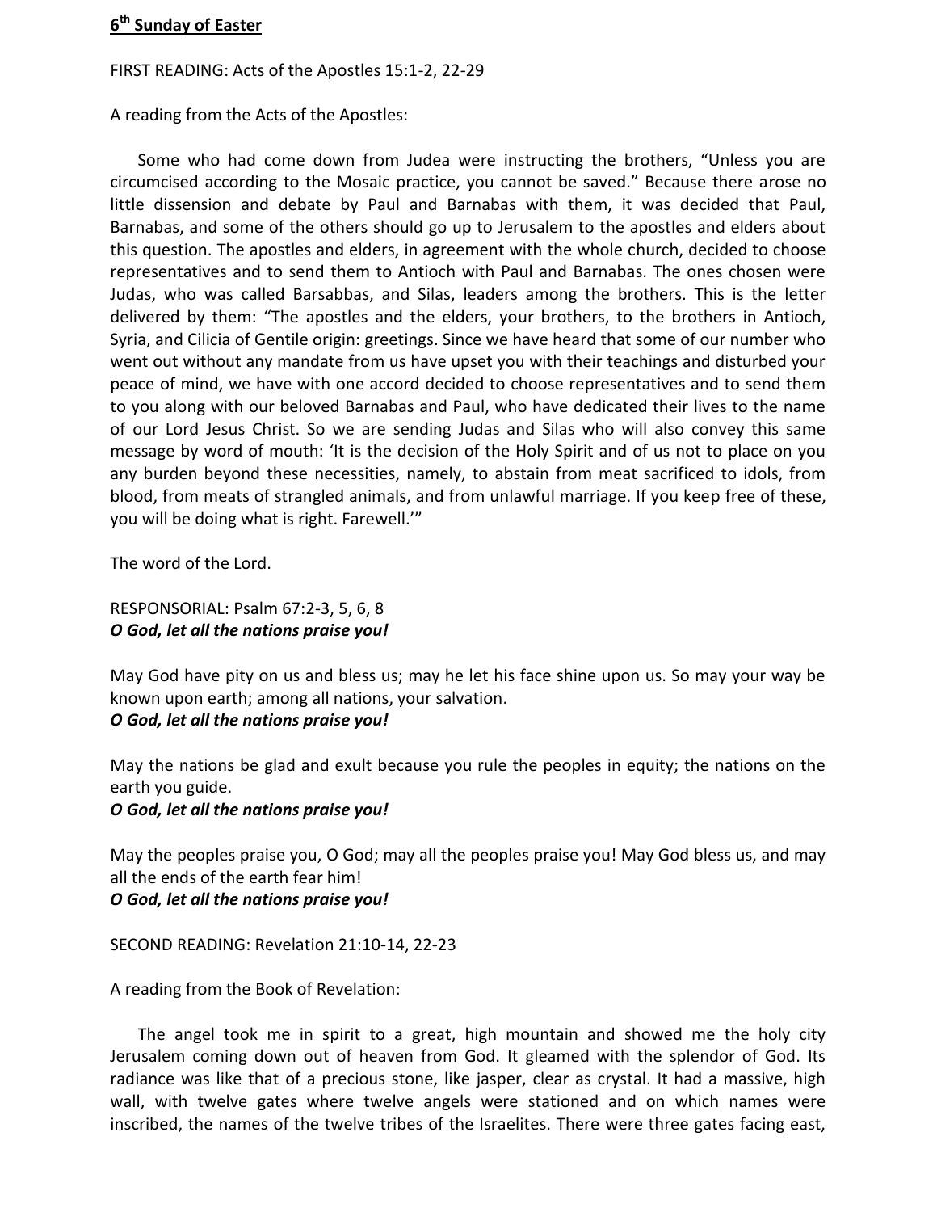## **6th Sunday of Easter**

FIRST READING: Acts of the Apostles 15:1-2, 22-29

A reading from the Acts of the Apostles:

Some who had come down from Judea were instructing the brothers, “Unless you are circumcised according to the Mosaic practice, you cannot be saved.” Because there arose no little dissension and debate by Paul and Barnabas with them, it was decided that Paul, Barnabas, and some of the others should go up to Jerusalem to the apostles and elders about this question. The apostles and elders, in agreement with the whole church, decided to choose representatives and to send them to Antioch with Paul and Barnabas. The ones chosen were Judas, who was called Barsabbas, and Silas, leaders among the brothers. This is the letter delivered by them: “The apostles and the elders, your brothers, to the brothers in Antioch, Syria, and Cilicia of Gentile origin: greetings. Since we have heard that some of our number who went out without any mandate from us have upset you with their teachings and disturbed your peace of mind, we have with one accord decided to choose representatives and to send them to you along with our beloved Barnabas and Paul, who have dedicated their lives to the name of our Lord Jesus Christ. So we are sending Judas and Silas who will also convey this same message by word of mouth: ‘It is the decision of the Holy Spirit and of us not to place on you any burden beyond these necessities, namely, to abstain from meat sacrificed to idols, from blood, from meats of strangled animals, and from unlawful marriage. If you keep free of these, you will be doing what is right. Farewell.’”

The word of the Lord.

RESPONSORIAL: Psalm 67:2-3, 5, 6, 8
***O God, let all the nations praise you!***

May God have pity on us and bless us; may he let his face shine upon us. So may your way be known upon earth; among all nations, your salvation.
***O God, let all the nations praise you!***

May the nations be glad and exult because you rule the peoples in equity; the nations on the earth you guide.
***O God, let all the nations praise you!***

May the peoples praise you, O God; may all the peoples praise you! May God bless us, and may all the ends of the earth fear him!
***O God, let all the nations praise you!***

SECOND READING: Revelation 21:10-14, 22-23

A reading from the Book of Revelation:

The angel took me in spirit to a great, high mountain and showed me the holy city Jerusalem coming down out of heaven from God. It gleamed with the splendor of God. Its radiance was like that of a precious stone, like jasper, clear as crystal. It had a massive, high wall, with twelve gates where twelve angels were stationed and on which names were inscribed, the names of the twelve tribes of the Israelites. There were three gates facing east,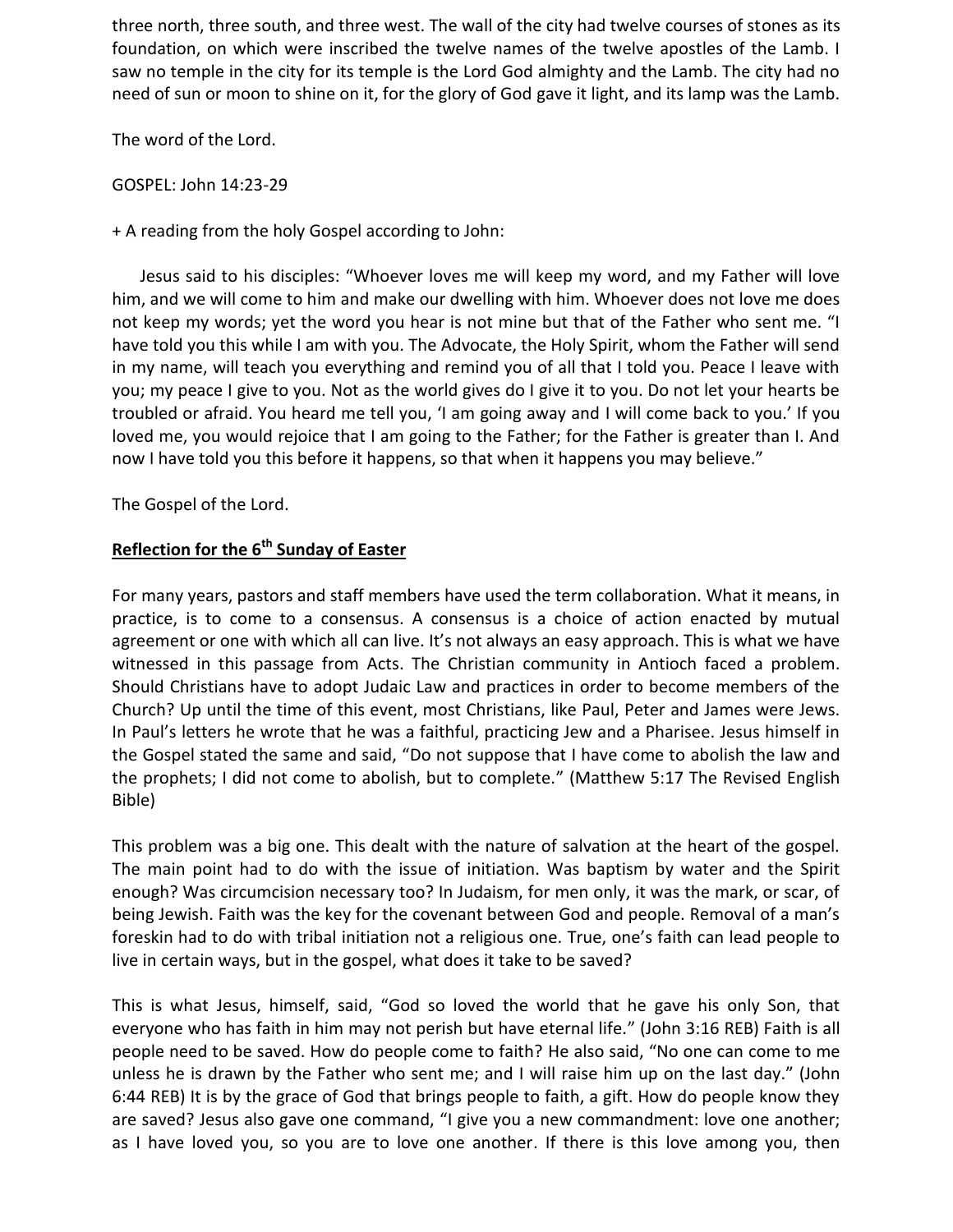three north, three south, and three west. The wall of the city had twelve courses of stones as its foundation, on which were inscribed the twelve names of the twelve apostles of the Lamb. I saw no temple in the city for its temple is the Lord God almighty and the Lamb. The city had no need of sun or moon to shine on it, for the glory of God gave it light, and its lamp was the Lamb.

The word of the Lord.

GOSPEL: John 14:23-29

+ A reading from the holy Gospel according to John:

Jesus said to his disciples: "Whoever loves me will keep my word, and my Father will love him, and we will come to him and make our dwelling with him. Whoever does not love me does not keep my words; yet the word you hear is not mine but that of the Father who sent me. "I have told you this while I am with you. The Advocate, the Holy Spirit, whom the Father will send in my name, will teach you everything and remind you of all that I told you. Peace I leave with you; my peace I give to you. Not as the world gives do I give it to you. Do not let your hearts be troubled or afraid. You heard me tell you, 'I am going away and I will come back to you.' If you loved me, you would rejoice that I am going to the Father; for the Father is greater than I. And now I have told you this before it happens, so that when it happens you may believe."

The Gospel of the Lord.

## Reflection for the 6th Sunday of Easter

For many years, pastors and staff members have used the term collaboration. What it means, in practice, is to come to a consensus. A consensus is a choice of action enacted by mutual agreement or one with which all can live. It's not always an easy approach. This is what we have witnessed in this passage from Acts. The Christian community in Antioch faced a problem. Should Christians have to adopt Judaic Law and practices in order to become members of the Church? Up until the time of this event, most Christians, like Paul, Peter and James were Jews. In Paul's letters he wrote that he was a faithful, practicing Jew and a Pharisee. Jesus himself in the Gospel stated the same and said, "Do not suppose that I have come to abolish the law and the prophets; I did not come to abolish, but to complete." (Matthew 5:17 The Revised English Bible)

This problem was a big one. This dealt with the nature of salvation at the heart of the gospel. The main point had to do with the issue of initiation. Was baptism by water and the Spirit enough? Was circumcision necessary too? In Judaism, for men only, it was the mark, or scar, of being Jewish. Faith was the key for the covenant between God and people. Removal of a man's foreskin had to do with tribal initiation not a religious one. True, one's faith can lead people to live in certain ways, but in the gospel, what does it take to be saved?

This is what Jesus, himself, said, "God so loved the world that he gave his only Son, that everyone who has faith in him may not perish but have eternal life." (John 3:16 REB) Faith is all people need to be saved. How do people come to faith? He also said, "No one can come to me unless he is drawn by the Father who sent me; and I will raise him up on the last day." (John 6:44 REB) It is by the grace of God that brings people to faith, a gift. How do people know they are saved? Jesus also gave one command, "I give you a new commandment: love one another; as I have loved you, so you are to love one another. If there is this love among you, then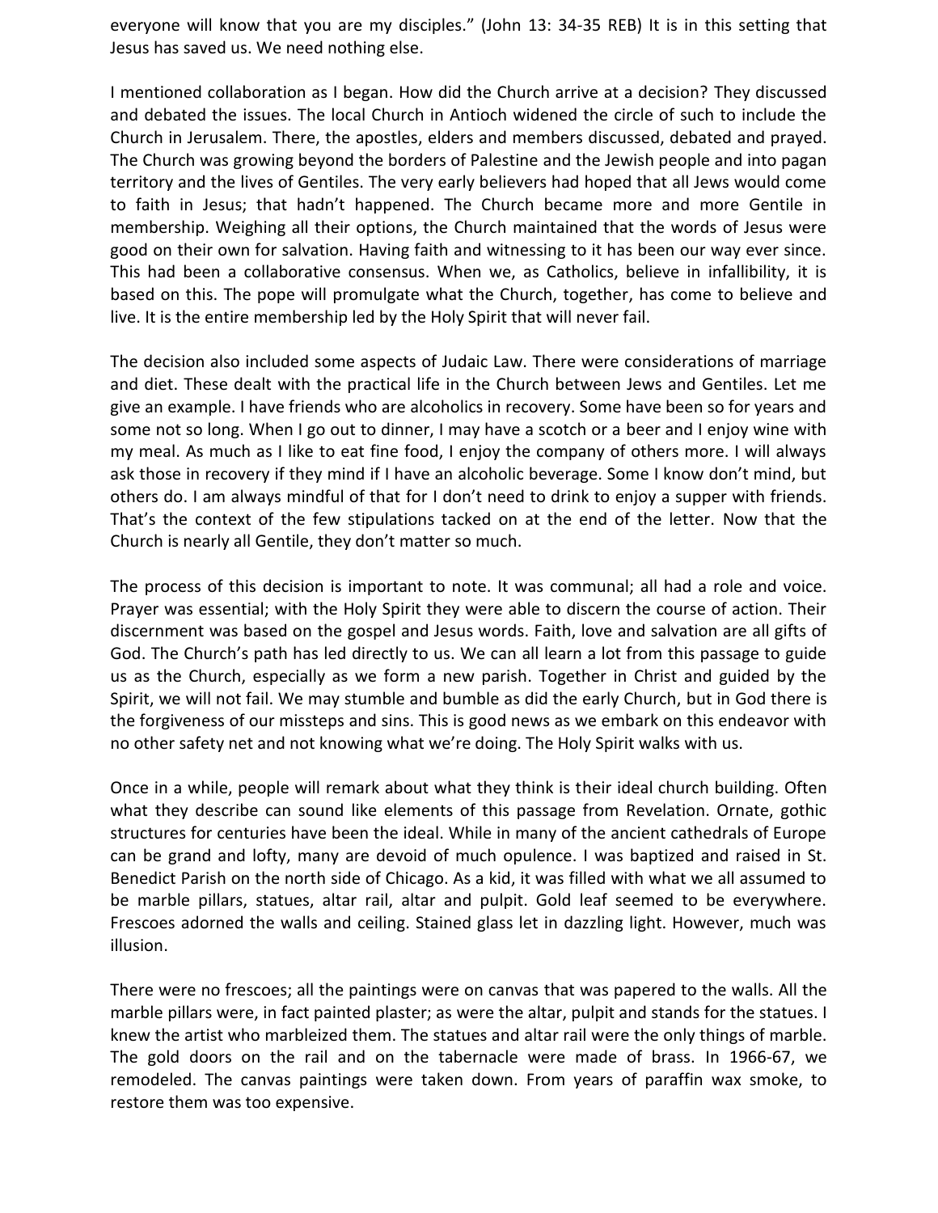everyone will know that you are my disciples." (John 13: 34-35 REB) It is in this setting that Jesus has saved us. We need nothing else.

I mentioned collaboration as I began. How did the Church arrive at a decision? They discussed and debated the issues. The local Church in Antioch widened the circle of such to include the Church in Jerusalem. There, the apostles, elders and members discussed, debated and prayed. The Church was growing beyond the borders of Palestine and the Jewish people and into pagan territory and the lives of Gentiles. The very early believers had hoped that all Jews would come to faith in Jesus; that hadn't happened. The Church became more and more Gentile in membership. Weighing all their options, the Church maintained that the words of Jesus were good on their own for salvation. Having faith and witnessing to it has been our way ever since. This had been a collaborative consensus. When we, as Catholics, believe in infallibility, it is based on this. The pope will promulgate what the Church, together, has come to believe and live. It is the entire membership led by the Holy Spirit that will never fail.

The decision also included some aspects of Judaic Law. There were considerations of marriage and diet. These dealt with the practical life in the Church between Jews and Gentiles. Let me give an example. I have friends who are alcoholics in recovery. Some have been so for years and some not so long. When I go out to dinner, I may have a scotch or a beer and I enjoy wine with my meal. As much as I like to eat fine food, I enjoy the company of others more. I will always ask those in recovery if they mind if I have an alcoholic beverage. Some I know don't mind, but others do. I am always mindful of that for I don't need to drink to enjoy a supper with friends. That's the context of the few stipulations tacked on at the end of the letter. Now that the Church is nearly all Gentile, they don't matter so much.

The process of this decision is important to note. It was communal; all had a role and voice. Prayer was essential; with the Holy Spirit they were able to discern the course of action. Their discernment was based on the gospel and Jesus words. Faith, love and salvation are all gifts of God. The Church's path has led directly to us. We can all learn a lot from this passage to guide us as the Church, especially as we form a new parish. Together in Christ and guided by the Spirit, we will not fail. We may stumble and bumble as did the early Church, but in God there is the forgiveness of our missteps and sins. This is good news as we embark on this endeavor with no other safety net and not knowing what we're doing. The Holy Spirit walks with us.

Once in a while, people will remark about what they think is their ideal church building. Often what they describe can sound like elements of this passage from Revelation. Ornate, gothic structures for centuries have been the ideal. While in many of the ancient cathedrals of Europe can be grand and lofty, many are devoid of much opulence. I was baptized and raised in St. Benedict Parish on the north side of Chicago. As a kid, it was filled with what we all assumed to be marble pillars, statues, altar rail, altar and pulpit. Gold leaf seemed to be everywhere. Frescoes adorned the walls and ceiling. Stained glass let in dazzling light. However, much was illusion.

There were no frescoes; all the paintings were on canvas that was papered to the walls. All the marble pillars were, in fact painted plaster; as were the altar, pulpit and stands for the statues. I knew the artist who marbleized them. The statues and altar rail were the only things of marble. The gold doors on the rail and on the tabernacle were made of brass. In 1966-67, we remodeled. The canvas paintings were taken down. From years of paraffin wax smoke, to restore them was too expensive.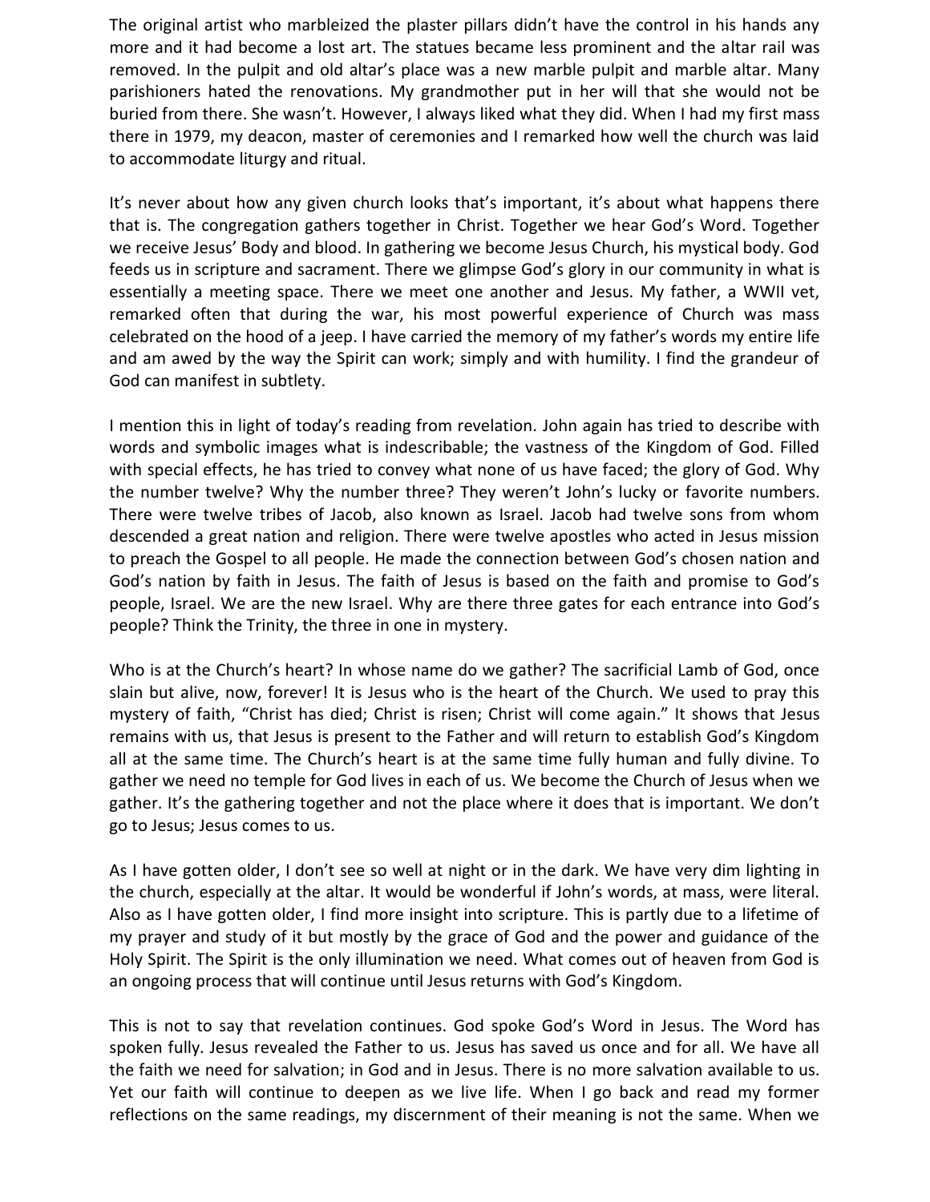The original artist who marbleized the plaster pillars didn't have the control in his hands any more and it had become a lost art. The statues became less prominent and the altar rail was removed. In the pulpit and old altar's place was a new marble pulpit and marble altar. Many parishioners hated the renovations. My grandmother put in her will that she would not be buried from there. She wasn't. However, I always liked what they did. When I had my first mass there in 1979, my deacon, master of ceremonies and I remarked how well the church was laid to accommodate liturgy and ritual.

It's never about how any given church looks that's important, it's about what happens there that is. The congregation gathers together in Christ. Together we hear God's Word. Together we receive Jesus' Body and blood. In gathering we become Jesus Church, his mystical body. God feeds us in scripture and sacrament. There we glimpse God's glory in our community in what is essentially a meeting space. There we meet one another and Jesus. My father, a WWII vet, remarked often that during the war, his most powerful experience of Church was mass celebrated on the hood of a jeep. I have carried the memory of my father's words my entire life and am awed by the way the Spirit can work; simply and with humility. I find the grandeur of God can manifest in subtlety.

I mention this in light of today's reading from revelation. John again has tried to describe with words and symbolic images what is indescribable; the vastness of the Kingdom of God. Filled with special effects, he has tried to convey what none of us have faced; the glory of God. Why the number twelve? Why the number three? They weren't John's lucky or favorite numbers. There were twelve tribes of Jacob, also known as Israel. Jacob had twelve sons from whom descended a great nation and religion. There were twelve apostles who acted in Jesus mission to preach the Gospel to all people. He made the connection between God's chosen nation and God's nation by faith in Jesus. The faith of Jesus is based on the faith and promise to God's people, Israel. We are the new Israel. Why are there three gates for each entrance into God's people? Think the Trinity, the three in one in mystery.

Who is at the Church's heart? In whose name do we gather? The sacrificial Lamb of God, once slain but alive, now, forever! It is Jesus who is the heart of the Church. We used to pray this mystery of faith, "Christ has died; Christ is risen; Christ will come again." It shows that Jesus remains with us, that Jesus is present to the Father and will return to establish God's Kingdom all at the same time. The Church's heart is at the same time fully human and fully divine. To gather we need no temple for God lives in each of us. We become the Church of Jesus when we gather. It's the gathering together and not the place where it does that is important. We don't go to Jesus; Jesus comes to us.

As I have gotten older, I don't see so well at night or in the dark. We have very dim lighting in the church, especially at the altar. It would be wonderful if John's words, at mass, were literal. Also as I have gotten older, I find more insight into scripture. This is partly due to a lifetime of my prayer and study of it but mostly by the grace of God and the power and guidance of the Holy Spirit. The Spirit is the only illumination we need. What comes out of heaven from God is an ongoing process that will continue until Jesus returns with God's Kingdom.

This is not to say that revelation continues. God spoke God's Word in Jesus. The Word has spoken fully. Jesus revealed the Father to us. Jesus has saved us once and for all. We have all the faith we need for salvation; in God and in Jesus. There is no more salvation available to us. Yet our faith will continue to deepen as we live life. When I go back and read my former reflections on the same readings, my discernment of their meaning is not the same. When we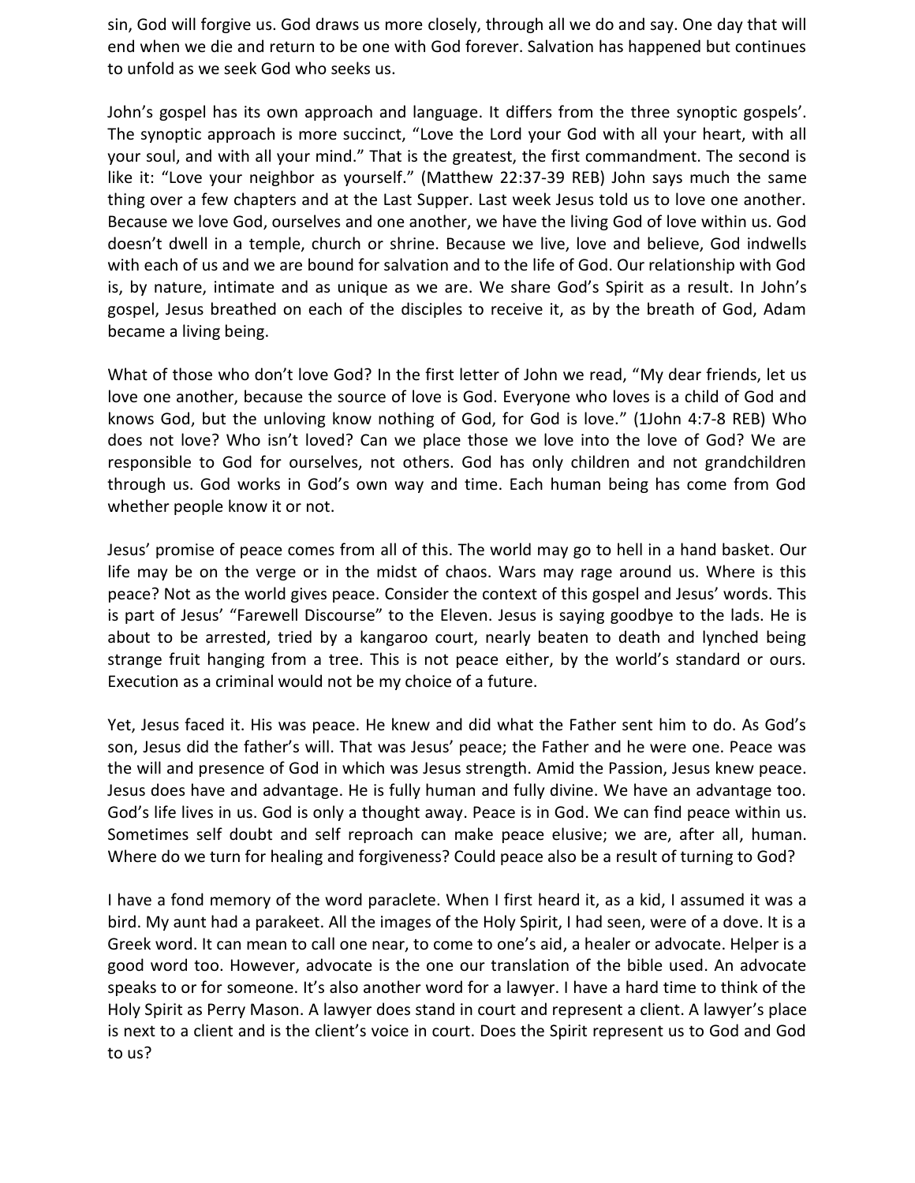sin, God will forgive us. God draws us more closely, through all we do and say. One day that will end when we die and return to be one with God forever. Salvation has happened but continues to unfold as we seek God who seeks us.

John's gospel has its own approach and language. It differs from the three synoptic gospels'. The synoptic approach is more succinct, "Love the Lord your God with all your heart, with all your soul, and with all your mind." That is the greatest, the first commandment. The second is like it: "Love your neighbor as yourself." (Matthew 22:37-39 REB) John says much the same thing over a few chapters and at the Last Supper. Last week Jesus told us to love one another. Because we love God, ourselves and one another, we have the living God of love within us. God doesn't dwell in a temple, church or shrine. Because we live, love and believe, God indwells with each of us and we are bound for salvation and to the life of God. Our relationship with God is, by nature, intimate and as unique as we are. We share God's Spirit as a result. In John's gospel, Jesus breathed on each of the disciples to receive it, as by the breath of God, Adam became a living being.

What of those who don't love God? In the first letter of John we read, "My dear friends, let us love one another, because the source of love is God. Everyone who loves is a child of God and knows God, but the unloving know nothing of God, for God is love." (1John 4:7-8 REB) Who does not love? Who isn't loved? Can we place those we love into the love of God? We are responsible to God for ourselves, not others. God has only children and not grandchildren through us. God works in God's own way and time. Each human being has come from God whether people know it or not.

Jesus' promise of peace comes from all of this. The world may go to hell in a hand basket. Our life may be on the verge or in the midst of chaos. Wars may rage around us. Where is this peace? Not as the world gives peace. Consider the context of this gospel and Jesus' words. This is part of Jesus' "Farewell Discourse" to the Eleven. Jesus is saying goodbye to the lads. He is about to be arrested, tried by a kangaroo court, nearly beaten to death and lynched being strange fruit hanging from a tree. This is not peace either, by the world's standard or ours. Execution as a criminal would not be my choice of a future.

Yet, Jesus faced it. His was peace. He knew and did what the Father sent him to do. As God's son, Jesus did the father's will. That was Jesus' peace; the Father and he were one. Peace was the will and presence of God in which was Jesus strength. Amid the Passion, Jesus knew peace. Jesus does have and advantage. He is fully human and fully divine. We have an advantage too. God's life lives in us. God is only a thought away. Peace is in God. We can find peace within us. Sometimes self doubt and self reproach can make peace elusive; we are, after all, human. Where do we turn for healing and forgiveness? Could peace also be a result of turning to God?

I have a fond memory of the word paraclete. When I first heard it, as a kid, I assumed it was a bird. My aunt had a parakeet. All the images of the Holy Spirit, I had seen, were of a dove. It is a Greek word. It can mean to call one near, to come to one's aid, a healer or advocate. Helper is a good word too. However, advocate is the one our translation of the bible used. An advocate speaks to or for someone. It's also another word for a lawyer. I have a hard time to think of the Holy Spirit as Perry Mason. A lawyer does stand in court and represent a client. A lawyer's place is next to a client and is the client's voice in court. Does the Spirit represent us to God and God to us?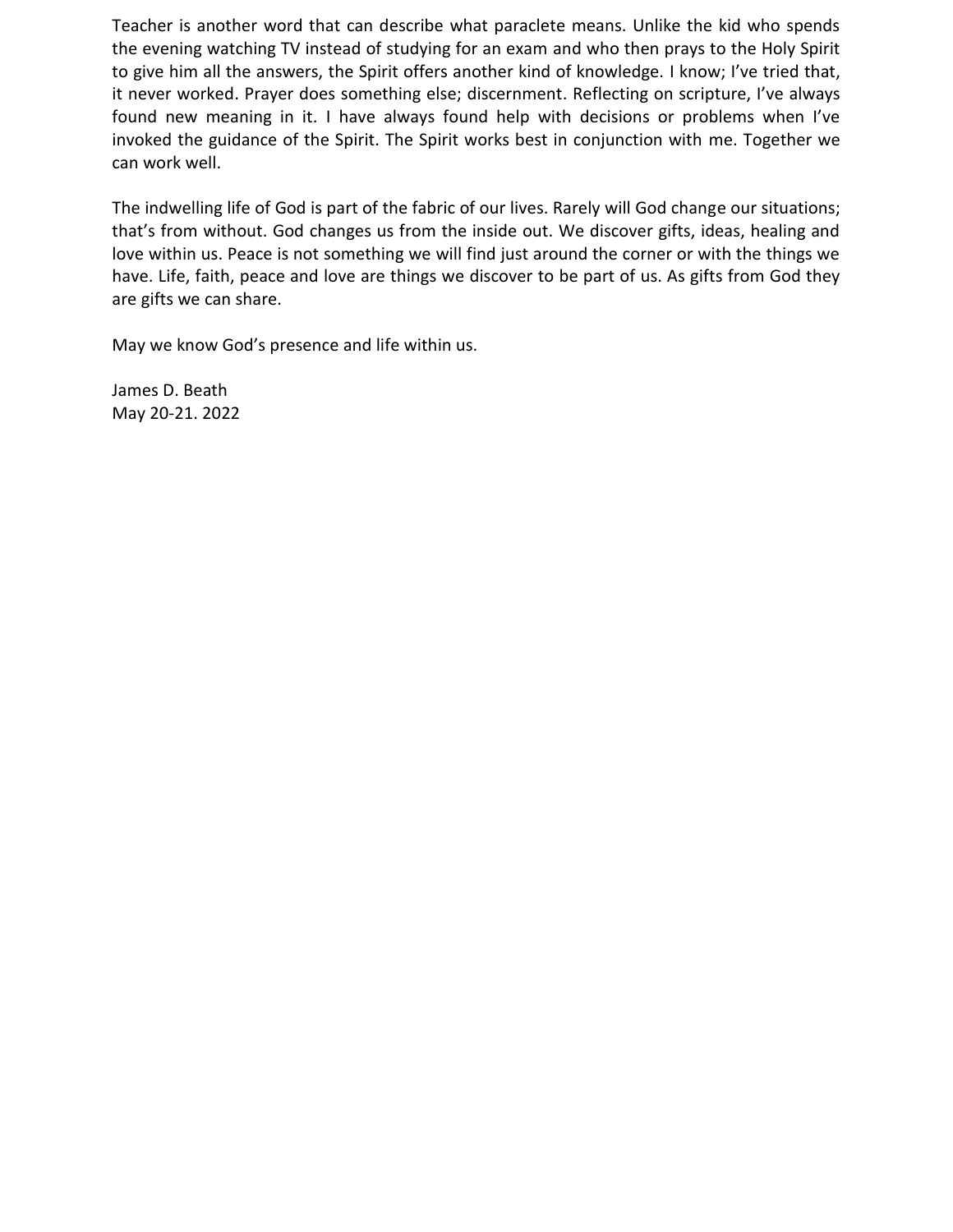Teacher is another word that can describe what paraclete means. Unlike the kid who spends the evening watching TV instead of studying for an exam and who then prays to the Holy Spirit to give him all the answers, the Spirit offers another kind of knowledge. I know; I've tried that, it never worked. Prayer does something else; discernment. Reflecting on scripture, I've always found new meaning in it. I have always found help with decisions or problems when I've invoked the guidance of the Spirit. The Spirit works best in conjunction with me. Together we can work well.

The indwelling life of God is part of the fabric of our lives. Rarely will God change our situations; that's from without. God changes us from the inside out. We discover gifts, ideas, healing and love within us. Peace is not something we will find just around the corner or with the things we have. Life, faith, peace and love are things we discover to be part of us. As gifts from God they are gifts we can share.

May we know God's presence and life within us.

James D. Beath
May 20-21. 2022